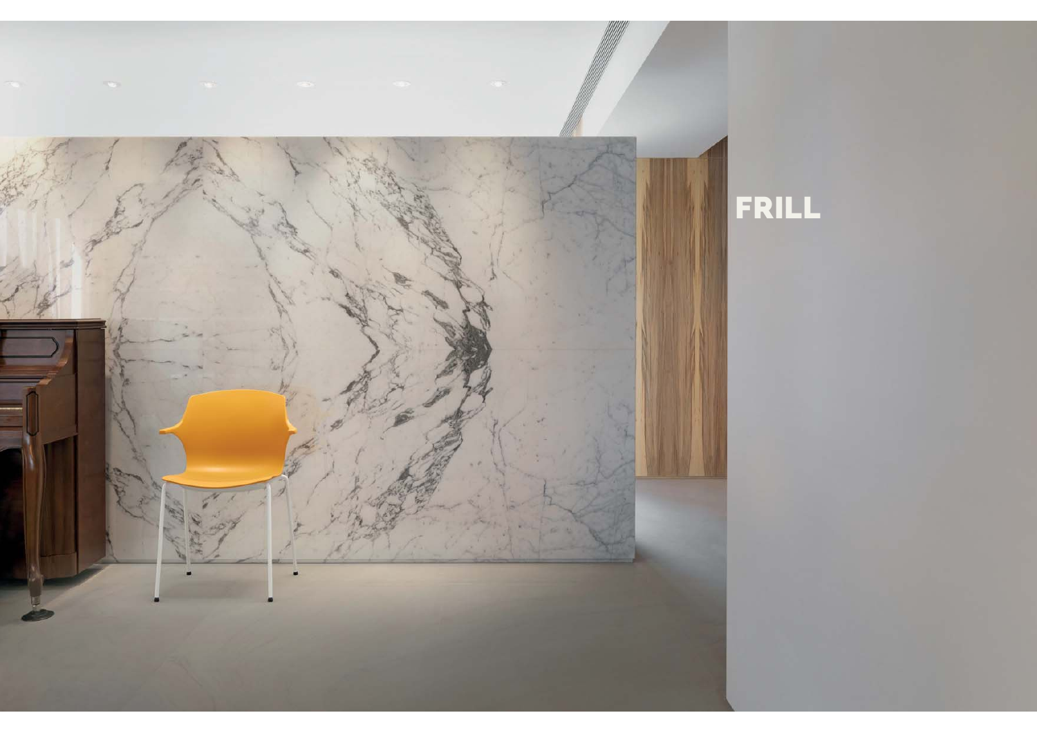# FRILL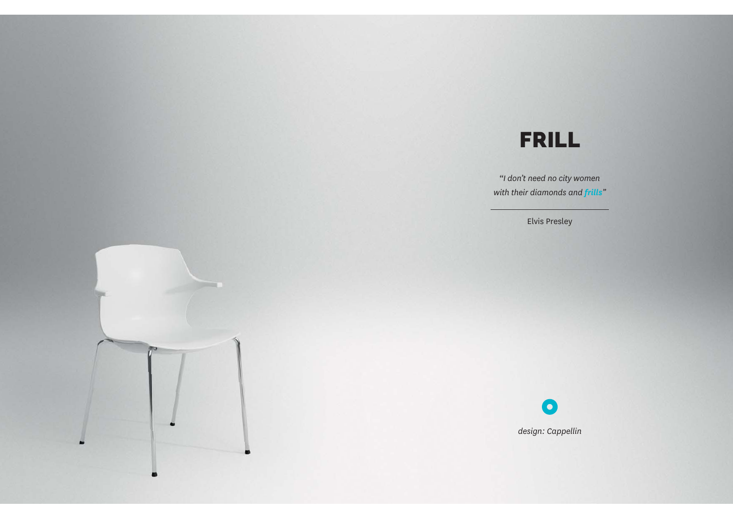# FRILL

*"I don't need no city women with their diamonds and **frills**"*

Elvis Presley

*design: Cappellin*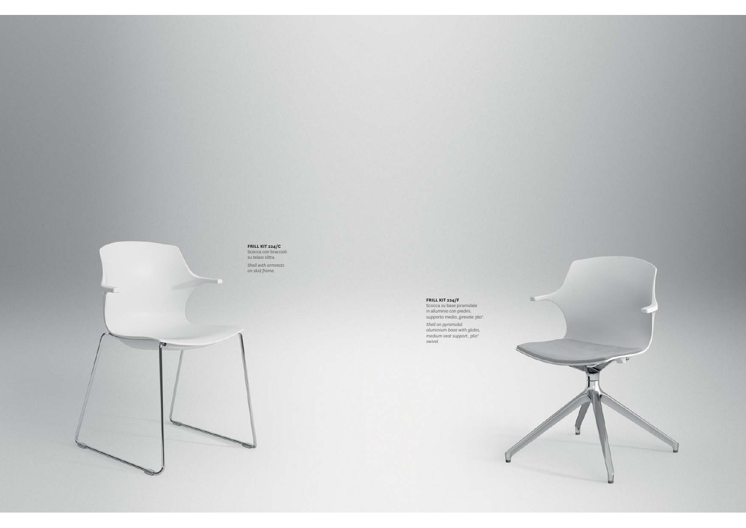**FRILL KIT 224/C**
Scocca con braccioli
su telaio slitta.

*Shell with armrests
on skid frame.*

**FRILL KIT 224/F**
Scocca su base piramidale
in alluminio con piedini,
supporto medio, girevole 360°.

*Shell on pyramidal
aluminium base with glides,
medium seat support, 360°
swivel.*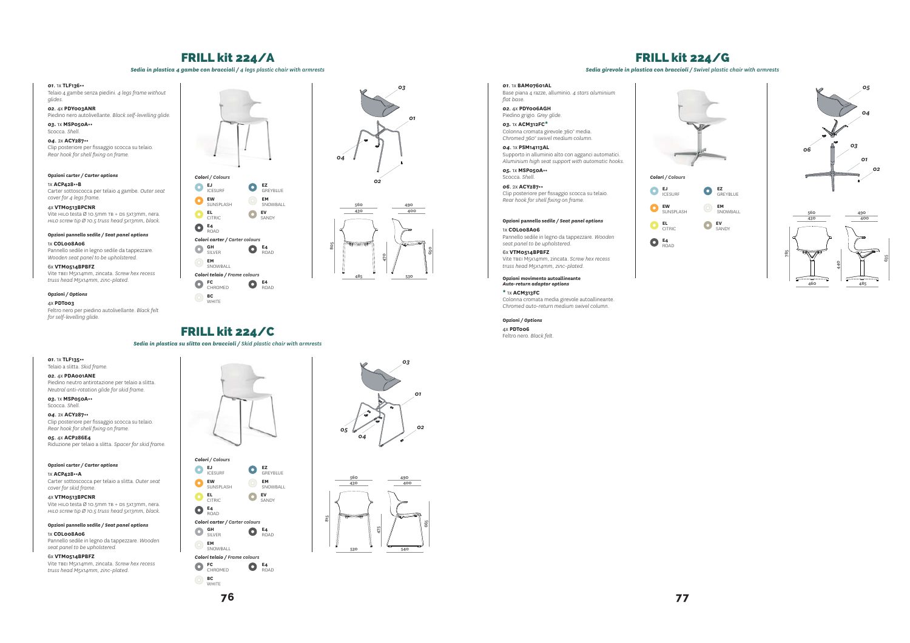# FRILL kit 224/A

*Sedia in plastica 4 gambe con braccioli / 4 legs plastic chair with armrests*

***01.*** 1x **TLF136••**
Telaio 4 gambe senza piedini. *4 legs frame without glides.*

***02.*** 4x **PDY003ANR**
Piedino nero autolivellante. *Black self-levelling glide.*

***03.*** 1x **MSP050A••**
Scocca. *Shell.*

***04.*** 2x **ACY287••**
Clip posteriore per fissaggio scocca su telaio. *Rear hook for shell fixing on frame.*

**Opzioni carter / *Carter options***

1x **ACP428••B**
Carter sottoscocca per telaio 4 gambe. *Outer seat cover for 4 legs frame.*

4x **VTM0513BPCNR**
Vite HILO testa Ø 10.5mm TB + DS 5x13mm, nera. *HILO screw tip Ø 10.5 truss head 5x13mm, black.*

**Opzioni pannello sedile / *Seat panel options***

1x **COL008A06**
Pannello sedile in legno sedile da tappezzare. *Wooden seat panel to be upholstered.*

6x **VTM0514BPBFZ**
Vite TBEI M5x14mm, zincata. *Screw hex recess truss head M5x14mm, zinc-plated.*

**Opzioni / *Options***

4x **PDT003**
Feltro nero per piedino autolivellante. *Black felt for self-levelling glide.*

***Colori / Colours***
- EJ ICESURF
- EZ GREYBLUE
- EW SUNSPLASH
- EM SNOWBALL
- EL CITRIC
- EV SANDY
- E4 ROAD

***Colori carter / Carter colours***
- GH SILVER
- E4 ROAD
- EM SNOWBALL

***Colori telaio / Frame colours***
- FC CHROMED
- E4 ROAD
- BC WHITE

Dimensioni: 560 / 430 / 490 / 400 / 805 / 470 / 650 / 485 / 530

# FRILL kit 224/C

*Sedia in plastica su slitta con braccioli / Skid plastic chair with armrests*

***01.*** 1x **TLF135••**
Telaio a slitta. *Skid frame.*

***02.*** 4x **PDA001ANE**
Piedino neutro antirotazione per telaio a slitta. *Neutral anti-rotation glide for skid frame.*

***03.*** 1x **MSP050A••**
Scocca. *Shell.*

***04.*** 2x **ACY287••**
Clip posteriore per fissaggio scocca su telaio. *Rear hook for shell fixing on frame.*

***05.*** 4x **ACP286E4**
Riduzione per telaio a slitta. *Spacer for skid frame.*

**Opzioni carter / *Carter options***

1x **ACP428••A**
Carter sottoscocca per telaio a slitta. *Outer seat cover for skid frame.*

4x **VTM0513BPCNR**
Vite HILO testa Ø 10.5mm TB + DS 5x13mm, nera. *HILO screw tip Ø 10.5 truss head 5x13mm, black.*

**Opzioni pannello sedile / *Seat panel options***

1x **COL008A06**
Pannello sedile in legno da tappezzare. *Wooden seat panel to be upholstered.*

6x **VTM0514BPBFZ**
Vite TBEI M5x14mm, zincata. *Screw hex recess truss head M5x14mm, zinc-plated.*

***Colori / Colours***
- EJ ICESURF
- EZ GREYBLUE
- EW SUNSPLASH
- EM SNOWBALL
- EL CITRIC
- EV SANDY
- E4 ROAD

***Colori carter / Carter colours***
- GH SILVER
- E4 ROAD
- EM SNOWBALL

***Colori telaio / Frame colours***
- FC CHROMED
- E4 ROAD
- BC WHITE

Dimensioni: 560 / 430 / 490 / 400 / 815 / 475 / 665 / 530 / 540

# FRILL kit 224/G

*Sedia girevole in plastica con braccioli / Swivel plastic chair with armrests*

***01.*** 1x **BAM07601AL**
Base piana 4 razze, alluminio. *4 stars aluminium flat base.*

***02.*** 4x **PDY006AGH**
Piedino grigio. *Grey glide.*

***03.*** 1x **ACM312FC***
Colonna cromata girevole 360° media. *Chromed 360° swivel medium column.*

***04.*** 1x **PSM14113AL**
Supporto in alluminio alto con agganci automatici. *Aluminium high seat support with automatic hooks.*

***05.*** 1x **MSP050A••**
Scocca. *Shell.*

***06.*** 2x **ACY287••**
Clip posteriore per fissaggio scocca su telaio. *Rear hook for shell fixing on frame.*

**Opzioni pannello sedile / *Seat panel options***

1x **COL008A06**
Pannello sedile in legno da tappezzare. *Wooden seat panel to be upholstered.*

6x **VTM0514BPBFZ**
Vite TBEI M5x14mm, zincata. *Screw hex recess truss head M5x14mm, zinc-plated.*

**Opzioni movimento autoallineante**
***Auto-return adaptor options***

* 1x **ACM313FC**
Colonna cromata media girevole autoallineante. *Chromed auto-return medium swivel column.*

**Opzioni / *Options***

4x **PDT006**
Feltro nero. *Black felt.*

***Colori / Colours***
- EJ ICESURF
- EZ GREYBLUE
- EW SUNSPLASH
- EM SNOWBALL
- EL CITRIC
- EV SANDY
- E4 ROAD

Dimensioni: 560 / 430 / 490 / 400 / 785 / 440 / 635 / 460 / 485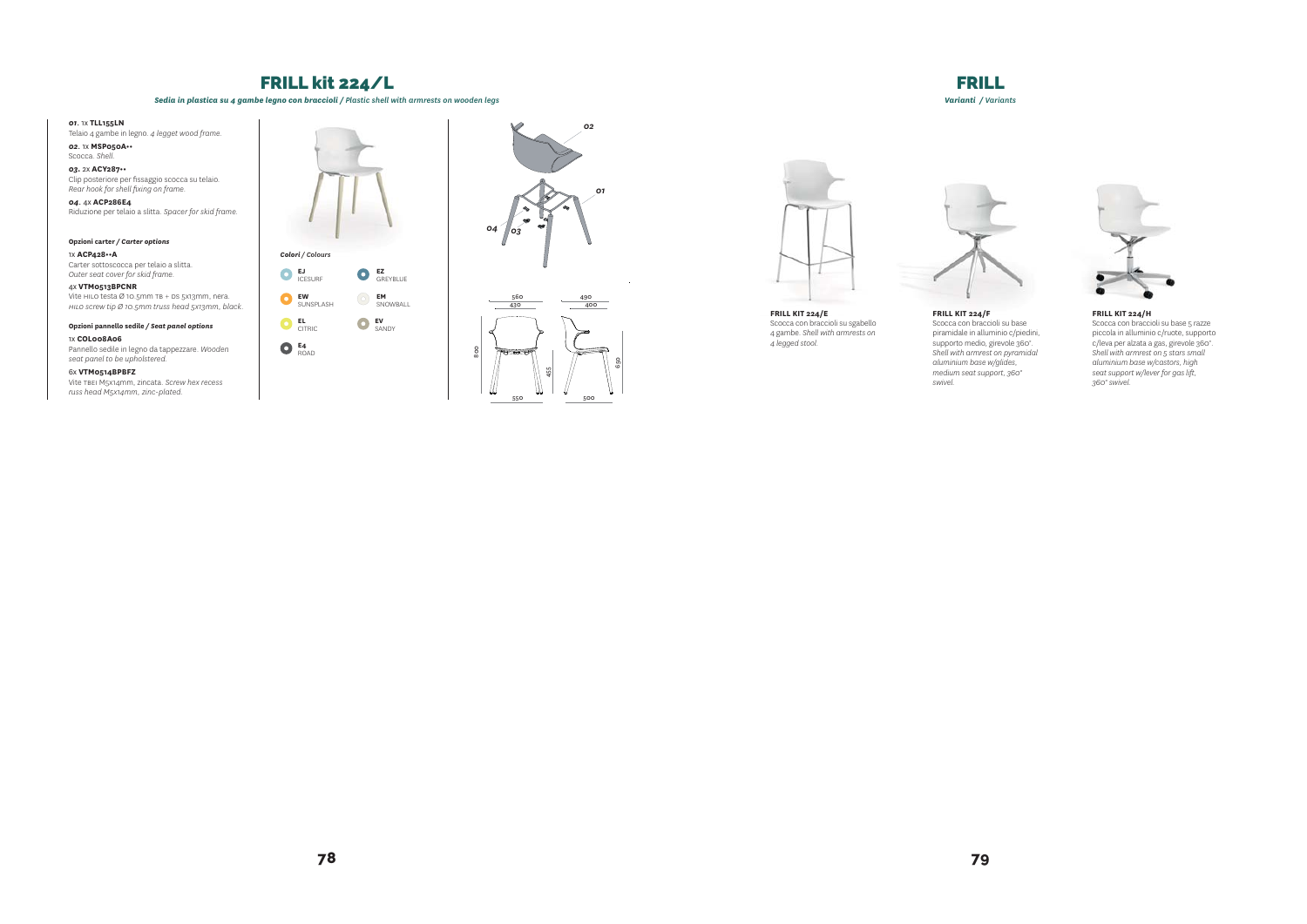# FRILL kit 224/L

*Sedia in plastica su 4 gambe legno con braccioli / Plastic shell with armrests on wooden legs*

***01.*** 1x **TLL155LN**
Telaio 4 gambe in legno. *4 legget wood frame.*

***02.*** 1x **MSP050A••**
Scocca. *Shell.*

***03.*** 2x **ACY287••**
Clip posteriore per fissaggio scocca su telaio. *Rear hook for shell fixing on frame.*

***04.*** 4x **ACP286E4**
Riduzione per telaio a slitta. *Spacer for skid frame.*

**Opzioni carter / *Carter options***

1x **ACP428••A**
Carter sottoscocca per telaio a slitta. *Outer seat cover for skid frame.*

4x **VTM0513BPCNR**
Vite HILO testa Ø 10.5mm TB + DS 5x13mm, nera. *HILO screw tip Ø 10.5mm truss head 5x13mm, black.*

**Opzioni pannello sedile / *Seat panel options***

1x **COL008A06**
Pannello sedile in legno da tappezzare. *Wooden seat panel to be upholstered.*

6x **VTM0514BPBFZ**
Vite TBEI M5x14mm, zincata. *Screw hex recess russ head M5x14mm, zinc-plated.*

***Colori / Colours***

- **EJ** ICESURF
- **EZ** GREYBLUE
- **EW** SUNSPLASH
- **EM** SNOWBALL
- **EL** CITRIC
- **EV** SANDY
- **E4** ROAD

# FRILL

*Varianti / Variants*

**FRILL KIT 224/E**
Scocca con braccioli su sgabello 4 gambe. *Shell with armrests on 4 legged stool.*

**FRILL KIT 224/F**
Scocca con braccioli su base piramidale in alluminio c/piedini, supporto medio, girevole 360°. *Shell with armrest on pyramidal aluminium base w/glides, medium seat support, 360° swivel.*

**FRILL KIT 224/H**
Scocca con braccioli su base 5 razze piccola in alluminio c/ruote, supporto c/leva per alzata a gas, girevole 360°. *Shell with armrest on 5 stars small aluminium base w/castors, high seat support w/lever for gas lift, 360° swivel.*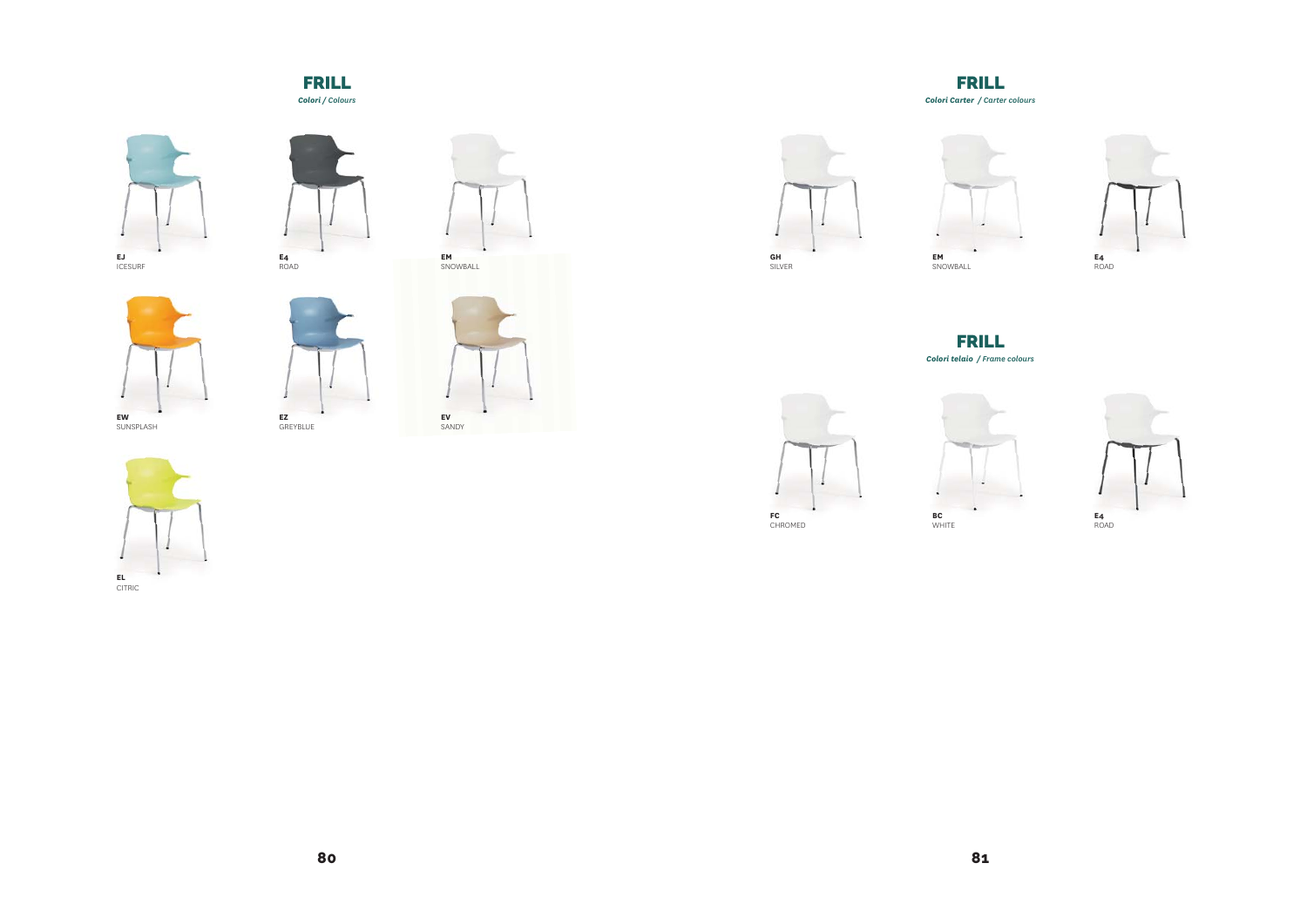## FRILL

***Colori / Colours***

**EJ**
ICESURF

**E4**
ROAD

**EM**
SNOWBALL

**EW**
SUNSPLASH

**EZ**
GREYBLUE

**EV**
SANDY

**EL**
CITRIC

## FRILL

***Colori Carter / Carter colours***

**GH**
SILVER

**EM**
SNOWBALL

**E4**
ROAD

## FRILL

***Colori telaio / Frame colours***

**FC**
CHROMED

**BC**
WHITE

**E4**
ROAD